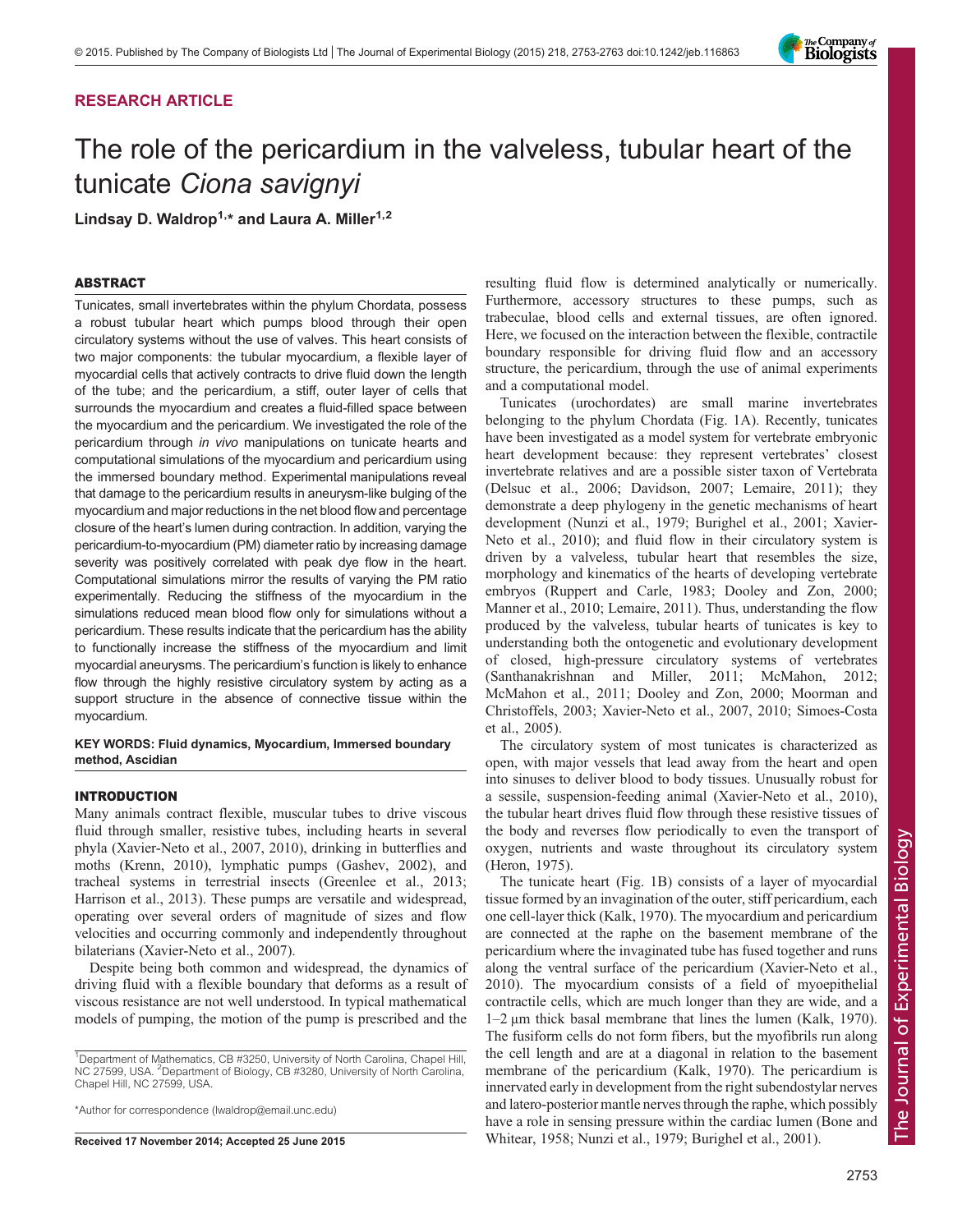## RESEARCH ARTICLE

# The role of the pericardium in the valveless, tubular heart of the tunicate *Ciona savignyi*

**Lindsay D. Waldrop[1,*] and Laura A. Miller[1,2]**

### ABSTRACT

Tunicates, small invertebrates within the phylum Chordata, possess a robust tubular heart which pumps blood through their open circulatory systems without the use of valves. This heart consists of two major components: the tubular myocardium, a flexible layer of myocardial cells that actively contracts to drive fluid down the length of the tube; and the pericardium, a stiff, outer layer of cells that surrounds the myocardium and creates a fluid-filled space between the myocardium and the pericardium. We investigated the role of the pericardium through *in vivo* manipulations on tunicate hearts and computational simulations of the myocardium and pericardium using the immersed boundary method. Experimental manipulations reveal that damage to the pericardium results in aneurysm-like bulging of the myocardium and major reductions in the net blood flow and percentage closure of the heart's lumen during contraction. In addition, varying the pericardium-to-myocardium (PM) diameter ratio by increasing damage severity was positively correlated with peak dye flow in the heart. Computational simulations mirror the results of varying the PM ratio experimentally. Reducing the stiffness of the myocardium in the simulations reduced mean blood flow only for simulations without a pericardium. These results indicate that the pericardium has the ability to functionally increase the stiffness of the myocardium and limit myocardial aneurysms. The pericardium's function is likely to enhance flow through the highly resistive circulatory system by acting as a support structure in the absence of connective tissue within the myocardium.

**KEY WORDS: Fluid dynamics, Myocardium, Immersed boundary method, Ascidian**

### INTRODUCTION

Many animals contract flexible, muscular tubes to drive viscous fluid through smaller, resistive tubes, including hearts in several phyla (Xavier-Neto et al., 2007, 2010), drinking in butterflies and moths (Krenn, 2010), lymphatic pumps (Gashev, 2002), and tracheal systems in terrestrial insects (Greenlee et al., 2013; Harrison et al., 2013). These pumps are versatile and widespread, operating over several orders of magnitude of sizes and flow velocities and occurring commonly and independently throughout bilaterians (Xavier-Neto et al., 2007).

Despite being both common and widespread, the dynamics of driving fluid with a flexible boundary that deforms as a result of viscous resistance are not well understood. In typical mathematical models of pumping, the motion of the pump is prescribed and the resulting fluid flow is determined analytically or numerically. Furthermore, accessory structures to these pumps, such as trabeculae, blood cells and external tissues, are often ignored. Here, we focused on the interaction between the flexible, contractile boundary responsible for driving fluid flow and an accessory structure, the pericardium, through the use of animal experiments and a computational model.

Tunicates (urochordates) are small marine invertebrates belonging to the phylum Chordata (Fig. 1A). Recently, tunicates have been investigated as a model system for vertebrate embryonic heart development because: they represent vertebrates' closest invertebrate relatives and are a possible sister taxon of Vertebrata (Delsuc et al., 2006; Davidson, 2007; Lemaire, 2011); they demonstrate a deep phylogeny in the genetic mechanisms of heart development (Nunzi et al., 1979; Burighel et al., 2001; Xavier-Neto et al., 2010); and fluid flow in their circulatory system is driven by a valveless, tubular heart that resembles the size, morphology and kinematics of the hearts of developing vertebrate embryos (Ruppert and Carle, 1983; Dooley and Zon, 2000; Manner et al., 2010; Lemaire, 2011). Thus, understanding the flow produced by the valveless, tubular hearts of tunicates is key to understanding both the ontogenetic and evolutionary development of closed, high-pressure circulatory systems of vertebrates (Santhanakrishnan and Miller, 2011; McMahon, 2012; McMahon et al., 2011; Dooley and Zon, 2000; Moorman and Christoffels, 2003; Xavier-Neto et al., 2007, 2010; Simoes-Costa et al., 2005).

The circulatory system of most tunicates is characterized as open, with major vessels that lead away from the heart and open into sinuses to deliver blood to body tissues. Unusually robust for a sessile, suspension-feeding animal (Xavier-Neto et al., 2010), the tubular heart drives fluid flow through these resistive tissues of the body and reverses flow periodically to even the transport of oxygen, nutrients and waste throughout its circulatory system (Heron, 1975).

The tunicate heart (Fig. 1B) consists of a layer of myocardial tissue formed by an invagination of the outer, stiff pericardium, each one cell-layer thick (Kalk, 1970). The myocardium and pericardium are connected at the raphe on the basement membrane of the pericardium where the invaginated tube has fused together and runs along the ventral surface of the pericardium (Xavier-Neto et al., 2010). The myocardium consists of a field of myoepithelial contractile cells, which are much longer than they are wide, and a 1–2 µm thick basal membrane that lines the lumen (Kalk, 1970). The fusiform cells do not form fibers, but the myofibrils run along the cell length and are at a diagonal in relation to the basement membrane of the pericardium (Kalk, 1970). The pericardium is innervated early in development from the right subendostylar nerves and latero-posterior mantle nerves through the raphe, which possibly have a role in sensing pressure within the cardiac lumen (Bone and Whitear, 1958; Nunzi et al., 1979; Burighel et al., 2001).

[1]Department of Mathematics, CB #3250, University of North Carolina, Chapel Hill, NC 27599, USA. [2]Department of Biology, CB #3280, University of North Carolina, Chapel Hill, NC 27599, USA.

*Author for correspondence (lwaldrop@email.unc.edu)

Received 17 November 2014; Accepted 25 June 2015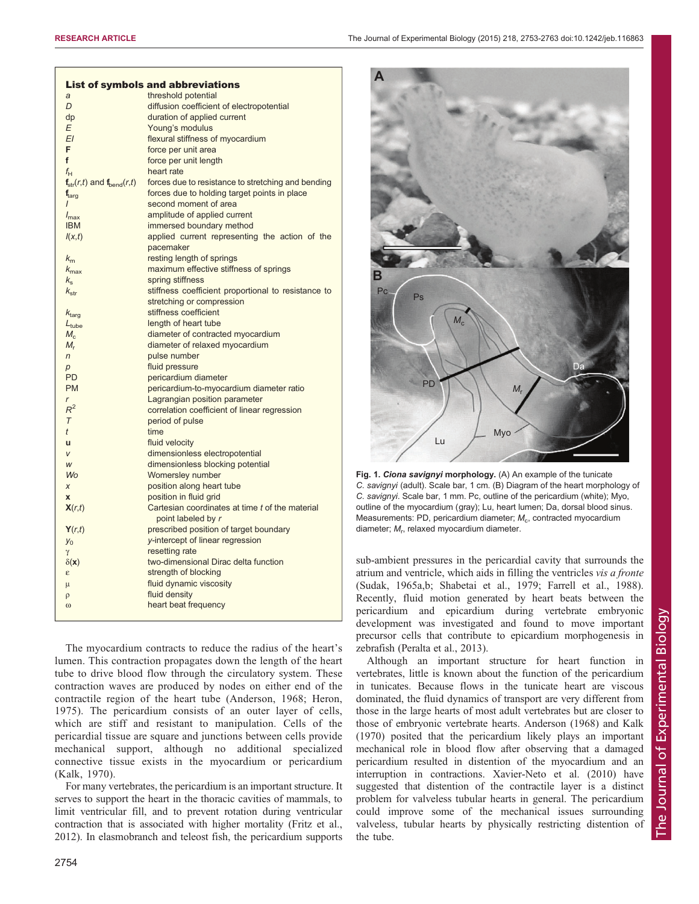## List of symbols and abbreviations

| Symbol | Definition |
|---|---|
| $a$ | threshold potential |
| $D$ | diffusion coefficient of electropotential |
| dp | duration of applied current |
| $E$ | Young's modulus |
| $EI$ | flexural stiffness of myocardium |
| $\mathbf{F}$ | force per unit area |
| $\mathbf{f}$ | force per unit length |
| $f_H$ | heart rate |
| $\mathbf{f}_{str}(r,t)$ and $\mathbf{f}_{bend}(r,t)$ | forces due to resistance to stretching and bending |
| $\mathbf{f}_{targ}$ | forces due to holding target points in place |
| $I$ | second moment of area |
| $I_{max}$ | amplitude of applied current |
| IBM | immersed boundary method |
| $I(x,t)$ | applied current representing the action of the pacemaker |
| $k_m$ | resting length of springs |
| $k_{max}$ | maximum effective stiffness of springs |
| $k_s$ | spring stiffness |
| $k_{str}$ | stiffness coefficient proportional to resistance to stretching or compression |
| $k_{targ}$ | stiffness coefficient |
| $L_{tube}$ | length of heart tube |
| $M_c$ | diameter of contracted myocardium |
| $M_r$ | diameter of relaxed myocardium |
| $n$ | pulse number |
| $p$ | fluid pressure |
| PD | pericardium diameter |
| PM | pericardium-to-myocardium diameter ratio |
| $r$ | Lagrangian position parameter |
| $R^2$ | correlation coefficient of linear regression |
| $T$ | period of pulse |
| $t$ | time |
| $\mathbf{u}$ | fluid velocity |
| $v$ | dimensionless electropotential |
| $w$ | dimensionless blocking potential |
| $Wo$ | Womersley number |
| $x$ | position along heart tube |
| $\mathbf{x}$ | position in fluid grid |
| $\mathbf{X}(r,t)$ | Cartesian coordinates at time $t$ of the material point labeled by $r$ |
| $\mathbf{Y}(r,t)$ | prescribed position of target boundary |
| $y_0$ | $y$-intercept of linear regression |
| $\gamma$ | resetting rate |
| $\delta(\mathbf{x})$ | two-dimensional Dirac delta function |
| $\varepsilon$ | strength of blocking |
| $\mu$ | fluid dynamic viscosity |
| $\rho$ | fluid density |
| $\omega$ | heart beat frequency |

The myocardium contracts to reduce the radius of the heart's lumen. This contraction propagates down the length of the heart tube to drive blood flow through the circulatory system. These contraction waves are produced by nodes on either end of the contractile region of the heart tube (Anderson, 1968; Heron, 1975). The pericardium consists of an outer layer of cells, which are stiff and resistant to manipulation. Cells of the pericardial tissue are square and junctions between cells provide mechanical support, although no additional specialized connective tissue exists in the myocardium or pericardium (Kalk, 1970).

For many vertebrates, the pericardium is an important structure. It serves to support the heart in the thoracic cavities of mammals, to limit ventricular fill, and to prevent rotation during ventricular contraction that is associated with higher mortality (Fritz et al., 2012). In elasmobranch and teleost fish, the pericardium supports sub-ambient pressures in the pericardial cavity that surrounds the atrium and ventricle, which aids in filling the ventricles *vis a fronte* (Sudak, 1965a,b; Shabetai et al., 1979; Farrell et al., 1988). Recently, fluid motion generated by heart beats between the pericardium and epicardium during vertebrate embryonic development was investigated and found to move important precursor cells that contribute to epicardium morphogenesis in zebrafish (Peralta et al., 2013).

Although an important structure for heart function in vertebrates, little is known about the function of the pericardium in tunicates. Because flows in the tunicate heart are viscous dominated, the fluid dynamics of transport are very different from those in the large hearts of most adult vertebrates but are closer to those of embryonic vertebrate hearts. Anderson (1968) and Kalk (1970) posited that the pericardium likely plays an important mechanical role in blood flow after observing that a damaged pericardium resulted in distention of the myocardium and an interruption in contractions. Xavier-Neto et al. (2010) have suggested that distention of the contractile layer is a distinct problem for valveless tubular hearts in general. The pericardium could improve some of the mechanical issues surrounding valveless, tubular hearts by physically restricting distention of the tube.

**Fig. 1. *Ciona savignyi* morphology.** (A) An example of the tunicate *C. savignyi* (adult). Scale bar, 1 cm. (B) Diagram of the heart morphology of *C. savignyi*. Scale bar, 1 mm. Pc, outline of the pericardium (white); Myo, outline of the myocardium (gray); Lu, heart lumen; Da, dorsal blood sinus. Measurements: PD, pericardium diameter; $M_c$, contracted myocardium diameter; $M_r$, relaxed myocardium diameter.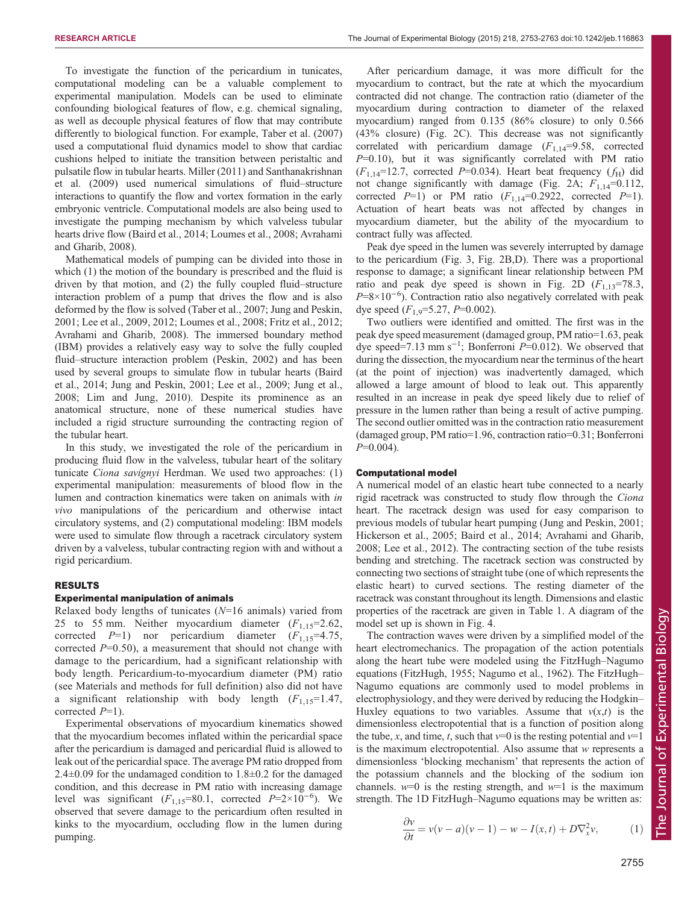To investigate the function of the pericardium in tunicates, computational modeling can be a valuable complement to experimental manipulation. Models can be used to eliminate confounding biological features of flow, e.g. chemical signaling, as well as decouple physical features of flow that may contribute differently to biological function. For example, Taber et al. (2007) used a computational fluid dynamics model to show that cardiac cushions helped to initiate the transition between peristaltic and pulsatile flow in tubular hearts. Miller (2011) and Santhanakrishnan et al. (2009) used numerical simulations of fluid–structure interactions to quantify the flow and vortex formation in the early embryonic ventricle. Computational models are also being used to investigate the pumping mechanism by which valveless tubular hearts drive flow (Baird et al., 2014; Loumes et al., 2008; Avrahami and Gharib, 2008).

Mathematical models of pumping can be divided into those in which (1) the motion of the boundary is prescribed and the fluid is driven by that motion, and (2) the fully coupled fluid–structure interaction problem of a pump that drives the flow and is also deformed by the flow is solved (Taber et al., 2007; Jung and Peskin, 2001; Lee et al., 2009, 2012; Loumes et al., 2008; Fritz et al., 2012; Avrahami and Gharib, 2008). The immersed boundary method (IBM) provides a relatively easy way to solve the fully coupled fluid–structure interaction problem (Peskin, 2002) and has been used by several groups to simulate flow in tubular hearts (Baird et al., 2014; Jung and Peskin, 2001; Lee et al., 2009; Jung et al., 2008; Lim and Jung, 2010). Despite its prominence as an anatomical structure, none of these numerical studies have included a rigid structure surrounding the contracting region of the tubular heart.

In this study, we investigated the role of the pericardium in producing fluid flow in the valveless, tubular heart of the solitary tunicate *Ciona savignyi* Herdman. We used two approaches: (1) experimental manipulation: measurements of blood flow in the lumen and contraction kinematics were taken on animals with *in vivo* manipulations of the pericardium and otherwise intact circulatory systems, and (2) computational modeling: IBM models were used to simulate flow through a racetrack circulatory system driven by a valveless, tubular contracting region with and without a rigid pericardium.

## RESULTS

### Experimental manipulation of animals

Relaxed body lengths of tunicates ($N$=16 animals) varied from 25 to 55 mm. Neither myocardium diameter ($F_{1,15}$=2.62, corrected $P$=1) nor pericardium diameter ($F_{1,15}$=4.75, corrected $P$=0.50), a measurement that should not change with damage to the pericardium, had a significant relationship with body length. Pericardium-to-myocardium diameter (PM) ratio (see Materials and methods for full definition) also did not have a significant relationship with body length ($F_{1,15}$=1.47, corrected $P$=1).

Experimental observations of myocardium kinematics showed that the myocardium becomes inflated within the pericardial space after the pericardium is damaged and pericardial fluid is allowed to leak out of the pericardial space. The average PM ratio dropped from 2.4±0.09 for the undamaged condition to 1.8±0.2 for the damaged condition, and this decrease in PM ratio with increasing damage level was significant ($F_{1,15}$=80.1, corrected $P$=2×10$^{-6}$). We observed that severe damage to the pericardium often resulted in kinks to the myocardium, occluding flow in the lumen during pumping.

After pericardium damage, it was more difficult for the myocardium to contract, but the rate at which the myocardium contracted did not change. The contraction ratio (diameter of the myocardium during contraction to diameter of the relaxed myocardium) ranged from 0.135 (86% closure) to only 0.566 (43% closure) (Fig. 2C). This decrease was not significantly correlated with pericardium damage ($F_{1,14}$=9.58, corrected $P$=0.10), but it was significantly correlated with PM ratio ($F_{1,14}$=12.7, corrected $P$=0.034). Heart beat frequency ($f_H$) did not change significantly with damage (Fig. 2A; $F_{1,14}$=0.112, corrected $P$=1) or PM ratio ($F_{1,14}$=0.2922, corrected $P$=1). Actuation of heart beats was not affected by changes in myocardium diameter, but the ability of the myocardium to contract fully was affected.

Peak dye speed in the lumen was severely interrupted by damage to the pericardium (Fig. 3, Fig. 2B,D). There was a proportional response to damage; a significant linear relationship between PM ratio and peak dye speed is shown in Fig. 2D ($F_{1,13}$=78.3, $P$=8×10$^{-6}$). Contraction ratio also negatively correlated with peak dye speed ($F_{1,9}$=5.27, $P$=0.002).

Two outliers were identified and omitted. The first was in the peak dye speed measurement (damaged group, PM ratio=1.63, peak dye speed=7.13 mm s$^{-1}$; Bonferroni $P$=0.012). We observed that during the dissection, the myocardium near the terminus of the heart (at the point of injection) was inadvertently damaged, which allowed a large amount of blood to leak out. This apparently resulted in an increase in peak dye speed likely due to relief of pressure in the lumen rather than being a result of active pumping. The second outlier omitted was in the contraction ratio measurement (damaged group, PM ratio=1.96, contraction ratio=0.31; Bonferroni $P$=0.004).

### Computational model

A numerical model of an elastic heart tube connected to a nearly rigid racetrack was constructed to study flow through the *Ciona* heart. The racetrack design was used for easy comparison to previous models of tubular heart pumping (Jung and Peskin, 2001; Hickerson et al., 2005; Baird et al., 2014; Avrahami and Gharib, 2008; Lee et al., 2012). The contracting section of the tube resists bending and stretching. The racetrack section was constructed by connecting two sections of straight tube (one of which represents the elastic heart) to curved sections. The resting diameter of the racetrack was constant throughout its length. Dimensions and elastic properties of the racetrack are given in Table 1. A diagram of the model set up is shown in Fig. 4.

The contraction waves were driven by a simplified model of the heart electromechanics. The propagation of the action potentials along the heart tube were modeled using the FitzHugh–Nagumo equations (FitzHugh, 1955; Nagumo et al., 1962). The FitzHugh–Nagumo equations are commonly used to model problems in electrophysiology, and they were derived by reducing the Hodgkin–Huxley equations to two variables. Assume that $v(x,t)$ is the dimensionless electropotential that is a function of position along the tube, $x$, and time, $t$, such that $v$=0 is the resting potential and $v$=1 is the maximum electropotential. Also assume that $w$ represents a dimensionless 'blocking mechanism' that represents the action of the potassium channels and the blocking of the sodium ion channels. $w$=0 is the resting strength, and $w$=1 is the maximum strength. The 1D FitzHugh–Nagumo equations may be written as:

$$\frac{\partial v}{\partial t} = v(v-a)(v-1) - w - I(x,t) + D\nabla_x^2 v, \tag{1}$$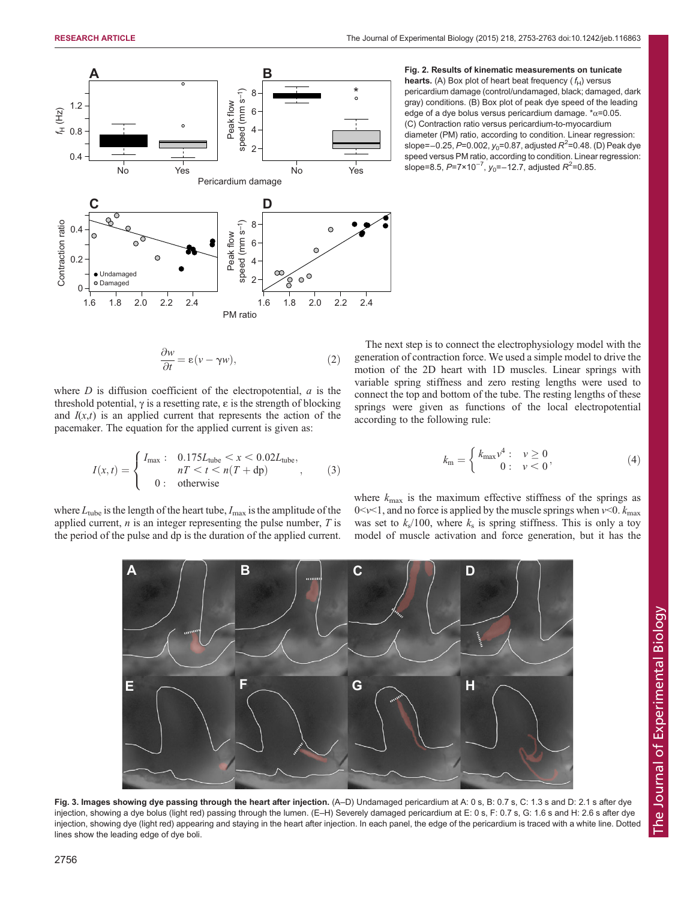**Fig. 2. Results of kinematic measurements on tunicate hearts.** (A) Box plot of heart beat frequency ($f_H$) versus pericardium damage (control/undamaged, black; damaged, dark gray) conditions. (B) Box plot of peak dye speed of the leading edge of a dye bolus versus pericardium damage. *α=0.05. (C) Contraction ratio versus pericardium-to-myocardium diameter (PM) ratio, according to condition. Linear regression: slope=−0.25, $P$=0.002, $y_0$=0.87, adjusted $R^2$=0.48. (D) Peak dye speed versus PM ratio, according to condition. Linear regression: slope=8.5, $P$=7×10$^{-7}$, $y_0$=−12.7, adjusted $R^2$=0.85.

$$\frac{\partial w}{\partial t} = \varepsilon(v - \gamma w), \tag{2}$$

where $D$ is diffusion coefficient of the electropotential, $a$ is the threshold potential, γ is a resetting rate, ε is the strength of blocking and $I(x,t)$ is an applied current that represents the action of the pacemaker. The equation for the applied current is given as:

$$I(x,t) = \begin{cases} I_{\max}: & 0.175L_{\text{tube}} < x < 0.02L_{\text{tube}}, \\ & nT < t < n(T + \text{dp}) \\ 0: & \text{otherwise} \end{cases}, \tag{3}$$

where $L_{tube}$ is the length of the heart tube, $I_{max}$ is the amplitude of the applied current, $n$ is an integer representing the pulse number, $T$ is the period of the pulse and dp is the duration of the applied current.

The next step is to connect the electrophysiology model with the generation of contraction force. We used a simple model to drive the motion of the 2D heart with 1D muscles. Linear springs with variable spring stiffness and zero resting lengths were used to connect the top and bottom of the tube. The resting lengths of these springs were given as functions of the local electropotential according to the following rule:

$$k_m = \begin{cases} k_{\max}v^4: & v \geq 0 \\ 0: & v < 0 \end{cases}, \tag{4}$$

where $k_{max}$ is the maximum effective stiffness of the springs as $0<v<1$, and no force is applied by the muscle springs when $v<0$. $k_{max}$ was set to $k_s/100$, where $k_s$ is spring stiffness. This is only a toy model of muscle activation and force generation, but it has the

**Fig. 3. Images showing dye passing through the heart after injection.** (A–D) Undamaged pericardium at A: 0 s, B: 0.7 s, C: 1.3 s and D: 2.1 s after dye injection, showing a dye bolus (light red) passing through the lumen. (E–H) Severely damaged pericardium at E: 0 s, F: 0.7 s, G: 1.6 s and H: 2.6 s after dye injection, showing dye (light red) appearing and staying in the heart after injection. In each panel, the edge of the pericardium is traced with a white line. Dotted lines show the leading edge of dye boli.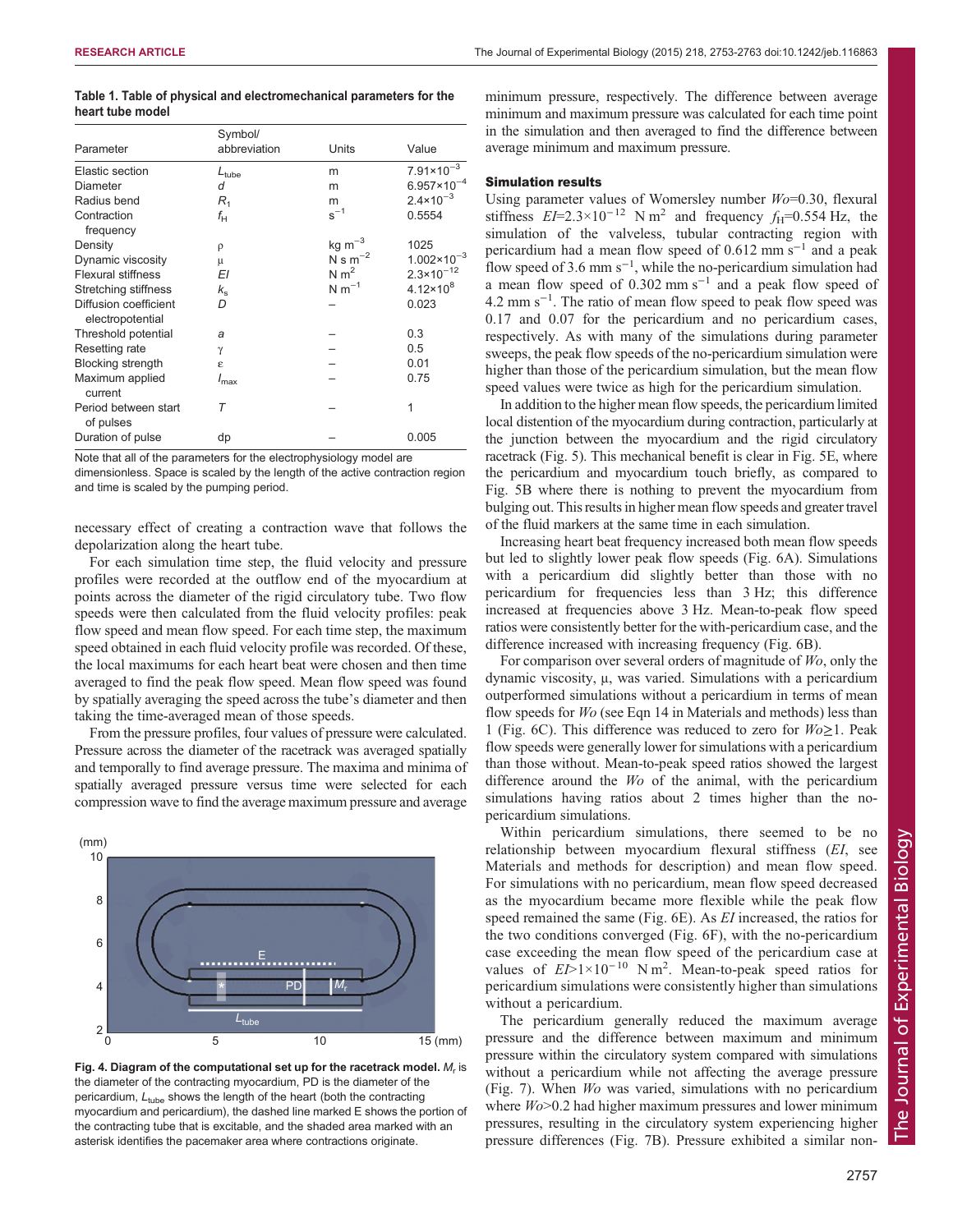**Table 1. Table of physical and electromechanical parameters for the heart tube model**

| Parameter | Symbol/ abbreviation | Units | Value |
|---|---|---|---|
| Elastic section | $L_{tube}$ | m | $7.91\times10^{-3}$ |
| Diameter | $d$ | m | $6.957\times10^{-4}$ |
| Radius bend | $R_1$ | m | $2.4\times10^{-3}$ |
| Contraction frequency | $f_H$ | $s^{-1}$ | 0.5554 |
| Density | $\rho$ | kg $m^{-3}$ | 1025 |
| Dynamic viscosity | $\mu$ | N s $m^{-2}$ | $1.002\times10^{-3}$ |
| Flexural stiffness | $EI$ | N $m^2$ | $2.3\times10^{-12}$ |
| Stretching stiffness | $k_s$ | N $m^{-1}$ | $4.12\times10^{8}$ |
| Diffusion coefficient electropotential | $D$ | – | 0.023 |
| Threshold potential | $a$ | – | 0.3 |
| Resetting rate | $\gamma$ | – | 0.5 |
| Blocking strength | $\varepsilon$ | – | 0.01 |
| Maximum applied current | $I_{max}$ | – | 0.75 |
| Period between start of pulses | $T$ | – | 1 |
| Duration of pulse | dp | – | 0.005 |

Note that all of the parameters for the electrophysiology model are dimensionless. Space is scaled by the length of the active contraction region and time is scaled by the pumping period.

necessary effect of creating a contraction wave that follows the depolarization along the heart tube.

For each simulation time step, the fluid velocity and pressure profiles were recorded at the outflow end of the myocardium at points across the diameter of the rigid circulatory tube. Two flow speeds were then calculated from the fluid velocity profiles: peak flow speed and mean flow speed. For each time step, the maximum speed obtained in each fluid velocity profile was recorded. Of these, the local maximums for each heart beat were chosen and then time averaged to find the peak flow speed. Mean flow speed was found by spatially averaging the speed across the tube's diameter and then taking the time-averaged mean of those speeds.

From the pressure profiles, four values of pressure were calculated. Pressure across the diameter of the racetrack was averaged spatially and temporally to find average pressure. The maxima and minima of spatially averaged pressure versus time were selected for each compression wave to find the average maximum pressure and average minimum pressure, respectively. The difference between average minimum and maximum pressure was calculated for each time point in the simulation and then averaged to find the difference between average minimum and maximum pressure.

**Fig. 4. Diagram of the computational set up for the racetrack model.** $M_r$ is the diameter of the contracting myocardium, PD is the diameter of the pericardium, $L_{tube}$ shows the length of the heart (both the contracting myocardium and pericardium), the dashed line marked E shows the portion of the contracting tube that is excitable, and the shaded area marked with an asterisk identifies the pacemaker area where contractions originate.

### Simulation results

Using parameter values of Womersley number $Wo$=0.30, flexural stiffness $EI$=$2.3\times10^{-12}$ N $m^2$ and frequency $f_H$=0.554 Hz, the simulation of the valveless, tubular contracting region with pericardium had a mean flow speed of 0.612 mm $s^{-1}$ and a peak flow speed of 3.6 mm $s^{-1}$, while the no-pericardium simulation had a mean flow speed of 0.302 mm $s^{-1}$ and a peak flow speed of 4.2 mm $s^{-1}$. The ratio of mean flow speed to peak flow speed was 0.17 and 0.07 for the pericardium and no pericardium cases, respectively. As with many of the simulations during parameter sweeps, the peak flow speeds of the no-pericardium simulation were higher than those of the pericardium simulation, but the mean flow speed values were twice as high for the pericardium simulation.

In addition to the higher mean flow speeds, the pericardium limited local distention of the myocardium during contraction, particularly at the junction between the myocardium and the rigid circulatory racetrack (Fig. 5). This mechanical benefit is clear in Fig. 5E, where the pericardium and myocardium touch briefly, as compared to Fig. 5B where there is nothing to prevent the myocardium from bulging out. This results in higher mean flow speeds and greater travel of the fluid markers at the same time in each simulation.

Increasing heart beat frequency increased both mean flow speeds but led to slightly lower peak flow speeds (Fig. 6A). Simulations with a pericardium did slightly better than those with no pericardium for frequencies less than 3 Hz; this difference increased at frequencies above 3 Hz. Mean-to-peak flow speed ratios were consistently better for the with-pericardium case, and the difference increased with increasing frequency (Fig. 6B).

For comparison over several orders of magnitude of $Wo$, only the dynamic viscosity, $\mu$, was varied. Simulations with a pericardium outperformed simulations without a pericardium in terms of mean flow speeds for $Wo$ (see Eqn 14 in Materials and methods) less than 1 (Fig. 6C). This difference was reduced to zero for $Wo\geq1$. Peak flow speeds were generally lower for simulations with a pericardium than those without. Mean-to-peak speed ratios showed the largest difference around the $Wo$ of the animal, with the pericardium simulations having ratios about 2 times higher than the no-pericardium simulations.

Within pericardium simulations, there seemed to be no relationship between myocardium flexural stiffness ($EI$, see Materials and methods for description) and mean flow speed. For simulations with no pericardium, mean flow speed decreased as the myocardium became more flexible while the peak flow speed remained the same (Fig. 6E). As $EI$ increased, the ratios for the two conditions converged (Fig. 6F), with the no-pericardium case exceeding the mean flow speed of the pericardium case at values of $EI$>$1\times10^{-10}$ N $m^2$. Mean-to-peak speed ratios for pericardium simulations were consistently higher than simulations without a pericardium.

The pericardium generally reduced the maximum average pressure and the difference between maximum and minimum pressure within the circulatory system compared with simulations without a pericardium while not affecting the average pressure (Fig. 7). When $Wo$ was varied, simulations with no pericardium where $Wo$>0.2 had higher maximum pressures and lower minimum pressures, resulting in the circulatory system experiencing higher pressure differences (Fig. 7B). Pressure exhibited a similar non-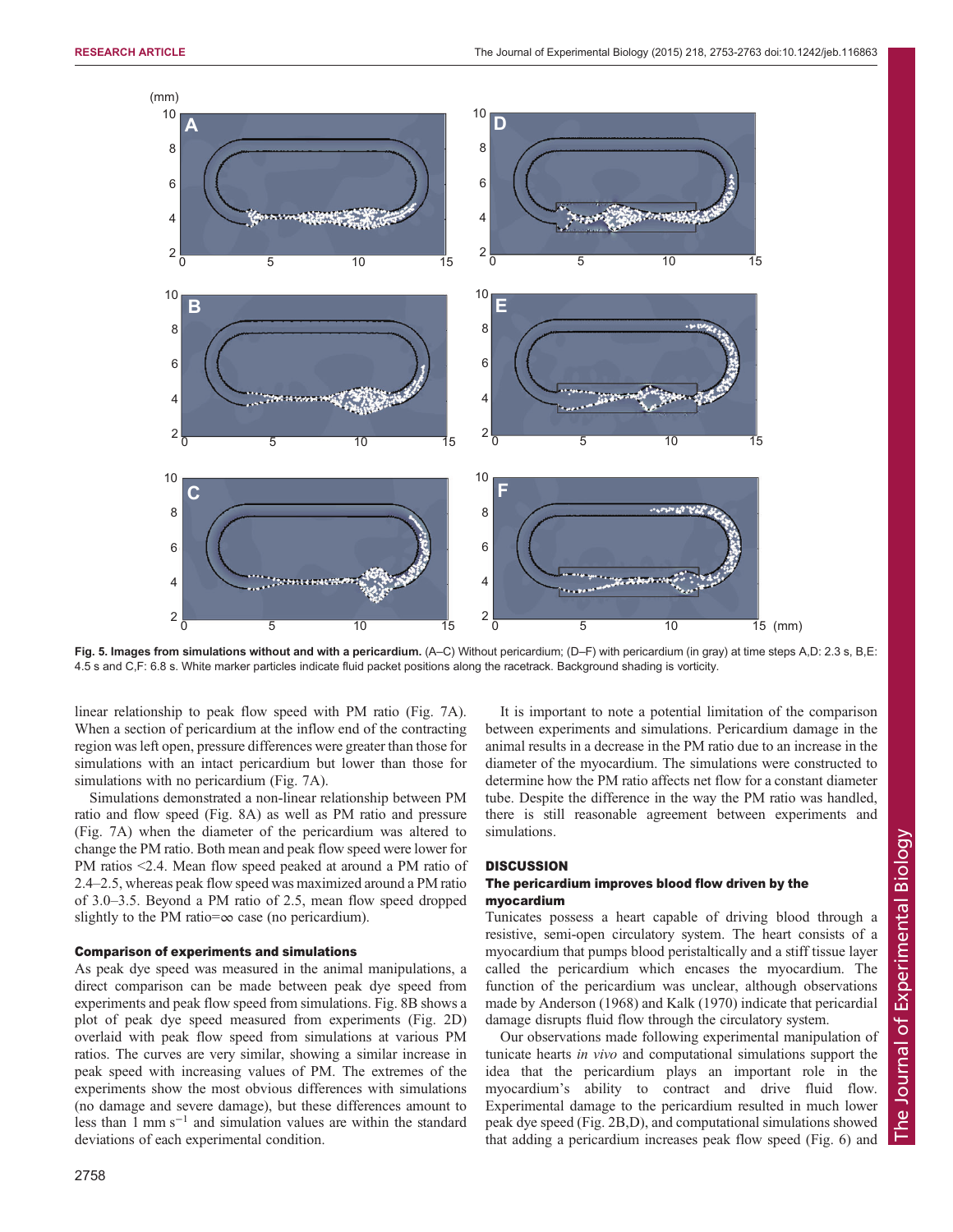**Fig. 5. Images from simulations without and with a pericardium.** (A–C) Without pericardium; (D–F) with pericardium (in gray) at time steps A,D: 2.3 s, B,E: 4.5 s and C,F: 6.8 s. White marker particles indicate fluid packet positions along the racetrack. Background shading is vorticity.

linear relationship to peak flow speed with PM ratio (Fig. 7A). When a section of pericardium at the inflow end of the contracting region was left open, pressure differences were greater than those for simulations with an intact pericardium but lower than those for simulations with no pericardium (Fig. 7A).

Simulations demonstrated a non-linear relationship between PM ratio and flow speed (Fig. 8A) as well as PM ratio and pressure (Fig. 7A) when the diameter of the pericardium was altered to change the PM ratio. Both mean and peak flow speed were lower for PM ratios <2.4. Mean flow speed peaked at around a PM ratio of 2.4–2.5, whereas peak flow speed was maximized around a PM ratio of 3.0–3.5. Beyond a PM ratio of 2.5, mean flow speed dropped slightly to the PM ratio=∞ case (no pericardium).

### Comparison of experiments and simulations

As peak dye speed was measured in the animal manipulations, a direct comparison can be made between peak dye speed from experiments and peak flow speed from simulations. Fig. 8B shows a plot of peak dye speed measured from experiments (Fig. 2D) overlaid with peak flow speed from simulations at various PM ratios. The curves are very similar, showing a similar increase in peak speed with increasing values of PM. The extremes of the experiments show the most obvious differences with simulations (no damage and severe damage), but these differences amount to less than 1 mm $s^{-1}$ and simulation values are within the standard deviations of each experimental condition.

It is important to note a potential limitation of the comparison between experiments and simulations. Pericardium damage in the animal results in a decrease in the PM ratio due to an increase in the diameter of the myocardium. The simulations were constructed to determine how the PM ratio affects net flow for a constant diameter tube. Despite the difference in the way the PM ratio was handled, there is still reasonable agreement between experiments and simulations.

## DISCUSSION

### The pericardium improves blood flow driven by the myocardium

Tunicates possess a heart capable of driving blood through a resistive, semi-open circulatory system. The heart consists of a myocardium that pumps blood peristaltically and a stiff tissue layer called the pericardium which encases the myocardium. The function of the pericardium was unclear, although observations made by Anderson (1968) and Kalk (1970) indicate that pericardial damage disrupts fluid flow through the circulatory system.

Our observations made following experimental manipulation of tunicate hearts *in vivo* and computational simulations support the idea that the pericardium plays an important role in the myocardium's ability to contract and drive fluid flow. Experimental damage to the pericardium resulted in much lower peak dye speed (Fig. 2B,D), and computational simulations showed that adding a pericardium increases peak flow speed (Fig. 6) and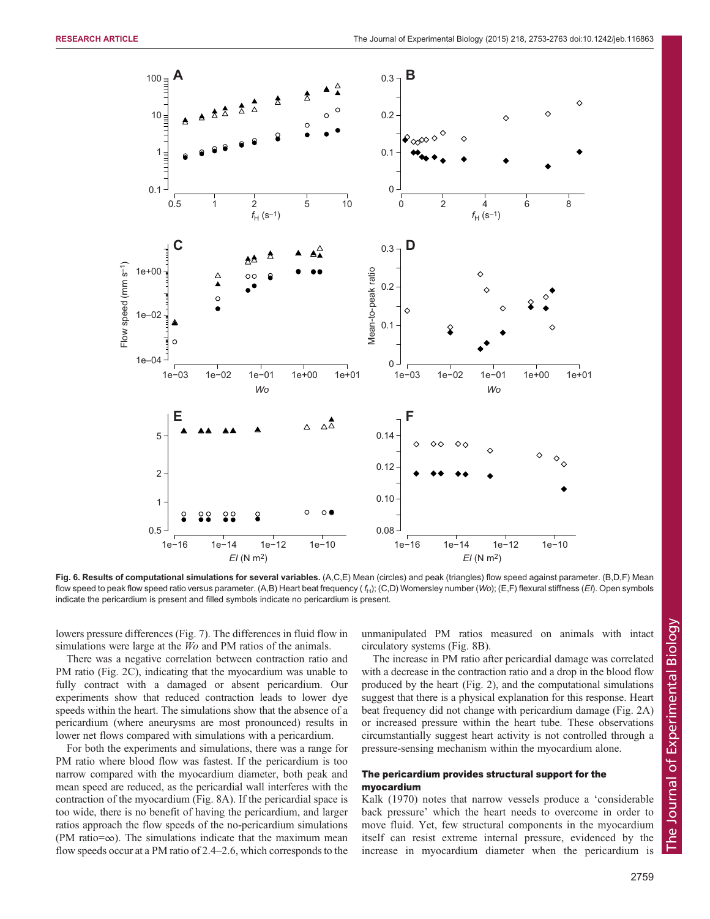**Fig. 6. Results of computational simulations for several variables.** (A,C,E) Mean (circles) and peak (triangles) flow speed against parameter. (B,D,F) Mean flow speed to peak flow speed ratio versus parameter. (A,B) Heart beat frequency ($f_H$); (C,D) Womersley number (*Wo*); (E,F) flexural stiffness (*EI*). Open symbols indicate the pericardium is present and filled symbols indicate no pericardium is present.

lowers pressure differences (Fig. 7). The differences in fluid flow in simulations were large at the *Wo* and PM ratios of the animals.

There was a negative correlation between contraction ratio and PM ratio (Fig. 2C), indicating that the myocardium was unable to fully contract with a damaged or absent pericardium. Our experiments show that reduced contraction leads to lower dye speeds within the heart. The simulations show that the absence of a pericardium (where aneurysms are most pronounced) results in lower net flows compared with simulations with a pericardium.

For both the experiments and simulations, there was a range for PM ratio where blood flow was fastest. If the pericardium is too narrow compared with the myocardium diameter, both peak and mean speed are reduced, as the pericardial wall interferes with the contraction of the myocardium (Fig. 8A). If the pericardial space is too wide, there is no benefit of having the pericardium, and larger ratios approach the flow speeds of the no-pericardium simulations (PM ratio=∞). The simulations indicate that the maximum mean flow speeds occur at a PM ratio of 2.4–2.6, which corresponds to the unmanipulated PM ratios measured on animals with intact circulatory systems (Fig. 8B).

The increase in PM ratio after pericardial damage was correlated with a decrease in the contraction ratio and a drop in the blood flow produced by the heart (Fig. 2), and the computational simulations suggest that there is a physical explanation for this response. Heart beat frequency did not change with pericardium damage (Fig. 2A) or increased pressure within the heart tube. These observations circumstantially suggest heart activity is not controlled through a pressure-sensing mechanism within the myocardium alone.

### The pericardium provides structural support for the myocardium

Kalk (1970) notes that narrow vessels produce a 'considerable back pressure' which the heart needs to overcome in order to move fluid. Yet, few structural components in the myocardium itself can resist extreme internal pressure, evidenced by the increase in myocardium diameter when the pericardium is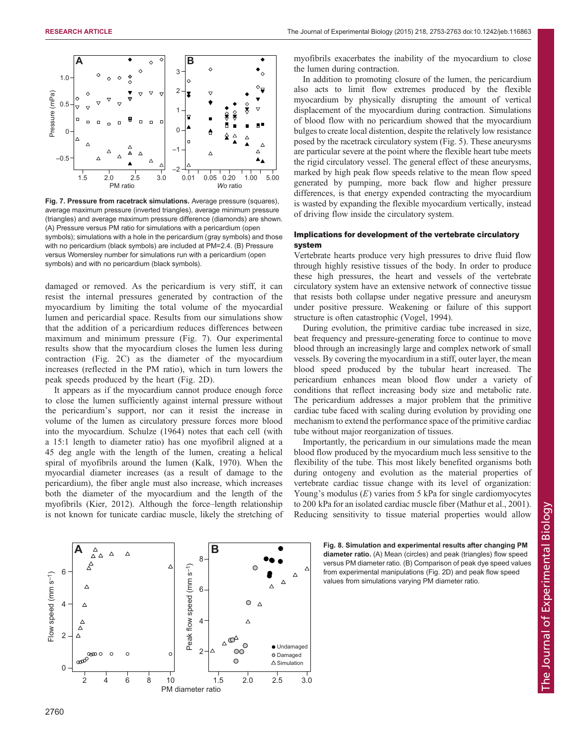**Fig. 7. Pressure from racetrack simulations.** Average pressure (squares), average maximum pressure (inverted triangles), average minimum pressure (triangles) and average maximum pressure difference (diamonds) are shown. (A) Pressure versus PM ratio for simulations with a pericardium (open symbols); simulations with a hole in the pericardium (gray symbols) and those with no pericardium (black symbols) are included at PM=2.4. (B) Pressure versus Womersley number for simulations run with a pericardium (open symbols) and with no pericardium (black symbols).

damaged or removed. As the pericardium is very stiff, it can resist the internal pressures generated by contraction of the myocardium by limiting the total volume of the myocardial lumen and pericardial space. Results from our simulations show that the addition of a pericardium reduces differences between maximum and minimum pressure (Fig. 7). Our experimental results show that the myocardium closes the lumen less during contraction (Fig. 2C) as the diameter of the myocardium increases (reflected in the PM ratio), which in turn lowers the peak speeds produced by the heart (Fig. 2D).

It appears as if the myocardium cannot produce enough force to close the lumen sufficiently against internal pressure without the pericardium's support, nor can it resist the increase in volume of the lumen as circulatory pressure forces more blood into the myocardium. Schulze (1964) notes that each cell (with a 15:1 length to diameter ratio) has one myofibril aligned at a 45 deg angle with the length of the lumen, creating a helical spiral of myofibrils around the lumen (Kalk, 1970). When the myocardial diameter increases (as a result of damage to the pericardium), the fiber angle must also increase, which increases both the diameter of the myocardium and the length of the myofibrils (Kier, 2012). Although the force–length relationship is not known for tunicate cardiac muscle, likely the stretching of myofibrils exacerbates the inability of the myocardium to close the lumen during contraction.

In addition to promoting closure of the lumen, the pericardium also acts to limit flow extremes produced by the flexible myocardium by physically disrupting the amount of vertical displacement of the myocardium during contraction. Simulations of blood flow with no pericardium showed that the myocardium bulges to create local distention, despite the relatively low resistance posed by the racetrack circulatory system (Fig. 5). These aneurysms are particular severe at the point where the flexible heart tube meets the rigid circulatory vessel. The general effect of these aneurysms, marked by high peak flow speeds relative to the mean flow speed generated by pumping, more back flow and higher pressure differences, is that energy expended contracting the myocardium is wasted by expanding the flexible myocardium vertically, instead of driving flow inside the circulatory system.

### Implications for development of the vertebrate circulatory system

Vertebrate hearts produce very high pressures to drive fluid flow through highly resistive tissues of the body. In order to produce these high pressures, the heart and vessels of the vertebrate circulatory system have an extensive network of connective tissue that resists both collapse under negative pressure and aneurysm under positive pressure. Weakening or failure of this support structure is often catastrophic (Vogel, 1994).

During evolution, the primitive cardiac tube increased in size, beat frequency and pressure-generating force to continue to move blood through an increasingly large and complex network of small vessels. By covering the myocardium in a stiff, outer layer, the mean blood speed produced by the tubular heart increased. The pericardium enhances mean blood flow under a variety of conditions that reflect increasing body size and metabolic rate. The pericardium addresses a major problem that the primitive cardiac tube faced with scaling during evolution by providing one mechanism to extend the performance space of the primitive cardiac tube without major reorganization of tissues.

Importantly, the pericardium in our simulations made the mean blood flow produced by the myocardium much less sensitive to the flexibility of the tube. This most likely benefited organisms both during ontogeny and evolution as the material properties of vertebrate cardiac tissue change with its level of organization: Young's modulus ($E$) varies from 5 kPa for single cardiomyocytes to 200 kPa for an isolated cardiac muscle fiber (Mathur et al., 2001). Reducing sensitivity to tissue material properties would allow

**Fig. 8. Simulation and experimental results after changing PM diameter ratio.** (A) Mean (circles) and peak (triangles) flow speed versus PM diameter ratio. (B) Comparison of peak dye speed values from experimental manipulations (Fig. 2D) and peak flow speed values from simulations varying PM diameter ratio.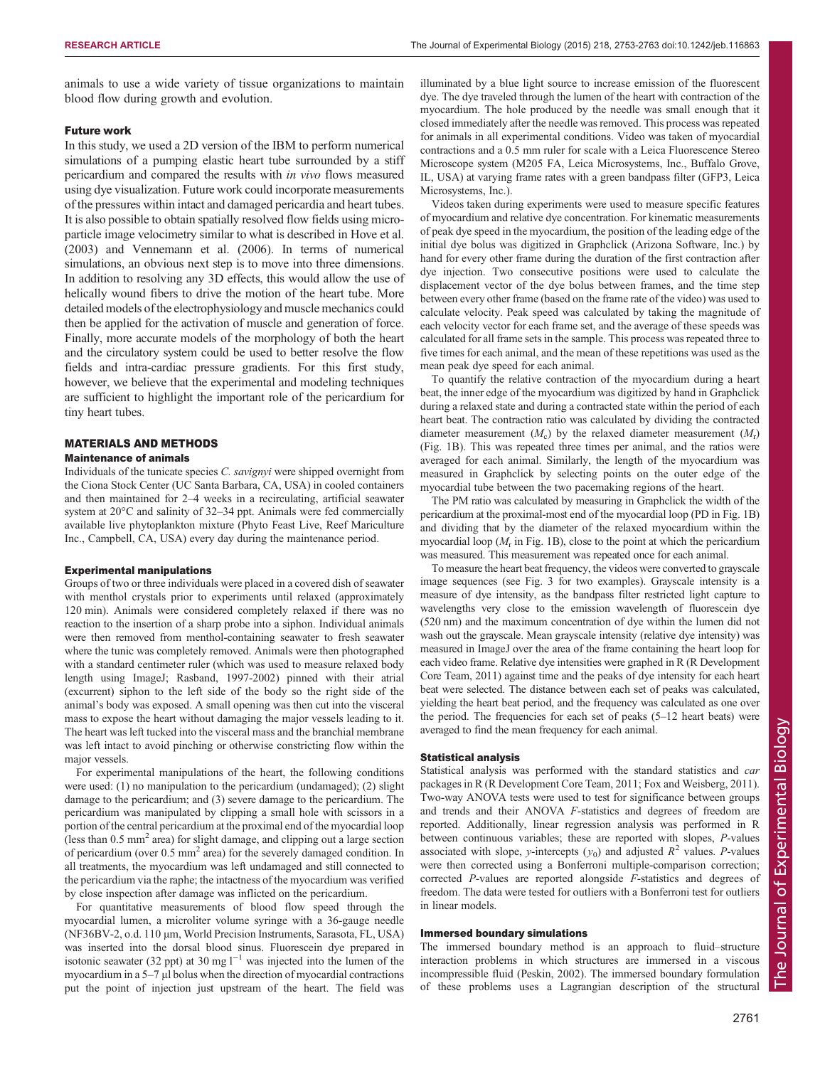animals to use a wide variety of tissue organizations to maintain blood flow during growth and evolution.

### Future work

In this study, we used a 2D version of the IBM to perform numerical simulations of a pumping elastic heart tube surrounded by a stiff pericardium and compared the results with *in vivo* flows measured using dye visualization. Future work could incorporate measurements of the pressures within intact and damaged pericardia and heart tubes. It is also possible to obtain spatially resolved flow fields using micro-particle image velocimetry similar to what is described in Hove et al. (2003) and Vennemann et al. (2006). In terms of numerical simulations, an obvious next step is to move into three dimensions. In addition to resolving any 3D effects, this would allow the use of helically wound fibers to drive the motion of the heart tube. More detailed models of the electrophysiology and muscle mechanics could then be applied for the activation of muscle and generation of force. Finally, more accurate models of the morphology of both the heart and the circulatory system could be used to better resolve the flow fields and intra-cardiac pressure gradients. For this first study, however, we believe that the experimental and modeling techniques are sufficient to highlight the important role of the pericardium for tiny heart tubes.

## MATERIALS AND METHODS

### Maintenance of animals

Individuals of the tunicate species *C. savignyi* were shipped overnight from the Ciona Stock Center (UC Santa Barbara, CA, USA) in cooled containers and then maintained for 2–4 weeks in a recirculating, artificial seawater system at 20°C and salinity of 32–34 ppt. Animals were fed commercially available live phytoplankton mixture (Phyto Feast Live, Reef Mariculture Inc., Campbell, CA, USA) every day during the maintenance period.

### Experimental manipulations

Groups of two or three individuals were placed in a covered dish of seawater with menthol crystals prior to experiments until relaxed (approximately 120 min). Animals were considered completely relaxed if there was no reaction to the insertion of a sharp probe into a siphon. Individual animals were then removed from menthol-containing seawater to fresh seawater where the tunic was completely removed. Animals were then photographed with a standard centimeter ruler (which was used to measure relaxed body length using ImageJ; Rasband, 1997-2002) pinned with their atrial (excurrent) siphon to the left side of the body so the right side of the animal's body was exposed. A small opening was then cut into the visceral mass to expose the heart without damaging the major vessels leading to it. The heart was left tucked into the visceral mass and the branchial membrane was left intact to avoid pinching or otherwise constricting flow within the major vessels.

For experimental manipulations of the heart, the following conditions were used: (1) no manipulation to the pericardium (undamaged); (2) slight damage to the pericardium; and (3) severe damage to the pericardium. The pericardium was manipulated by clipping a small hole with scissors in a portion of the central pericardium at the proximal end of the myocardial loop (less than 0.5 mm$^2$ area) for slight damage, and clipping out a large section of pericardium (over 0.5 mm$^2$ area) for the severely damaged condition. In all treatments, the myocardium was left undamaged and still connected to the pericardium via the raphe; the intactness of the myocardium was verified by close inspection after damage was inflicted on the pericardium.

For quantitative measurements of blood flow speed through the myocardial lumen, a microliter volume syringe with a 36-gauge needle (NF36BV-2, o.d. 110 µm, World Precision Instruments, Sarasota, FL, USA) was inserted into the dorsal blood sinus. Fluorescein dye prepared in isotonic seawater (32 ppt) at 30 mg l$^{-1}$ was injected into the lumen of the myocardium in a 5–7 µl bolus when the direction of myocardial contractions put the point of injection just upstream of the heart. The field was illuminated by a blue light source to increase emission of the fluorescent dye. The dye traveled through the lumen of the heart with contraction of the myocardium. The hole produced by the needle was small enough that it closed immediately after the needle was removed. This process was repeated for animals in all experimental conditions. Video was taken of myocardial contractions and a 0.5 mm ruler for scale with a Leica Fluorescence Stereo Microscope system (M205 FA, Leica Microsystems, Inc., Buffalo Grove, IL, USA) at varying frame rates with a green bandpass filter (GFP3, Leica Microsystems, Inc.).

Videos taken during experiments were used to measure specific features of myocardium and relative dye concentration. For kinematic measurements of peak dye speed in the myocardium, the position of the leading edge of the initial dye bolus was digitized in Graphclick (Arizona Software, Inc.) by hand for every other frame during the duration of the first contraction after dye injection. Two consecutive positions were used to calculate the displacement vector of the dye bolus between frames, and the time step between every other frame (based on the frame rate of the video) was used to calculate velocity. Peak speed was calculated by taking the magnitude of each velocity vector for each frame set, and the average of these speeds was calculated for all frame sets in the sample. This process was repeated three to five times for each animal, and the mean of these repetitions was used as the mean peak dye speed for each animal.

To quantify the relative contraction of the myocardium during a heart beat, the inner edge of the myocardium was digitized by hand in Graphclick during a relaxed state and during a contracted state within the period of each heart beat. The contraction ratio was calculated by dividing the contracted diameter measurement ($M_c$) by the relaxed diameter measurement ($M_r$) (Fig. 1B). This was repeated three times per animal, and the ratios were averaged for each animal. Similarly, the length of the myocardium was measured in Graphclick by selecting points on the outer edge of the myocardial tube between the two pacemaking regions of the heart.

The PM ratio was calculated by measuring in Graphclick the width of the pericardium at the proximal-most end of the myocardial loop (PD in Fig. 1B) and dividing that by the diameter of the relaxed myocardium within the myocardial loop ($M_r$ in Fig. 1B), close to the point at which the pericardium was measured. This measurement was repeated once for each animal.

To measure the heart beat frequency, the videos were converted to grayscale image sequences (see Fig. 3 for two examples). Grayscale intensity is a measure of dye intensity, as the bandpass filter restricted light capture to wavelengths very close to the emission wavelength of fluorescein dye (520 nm) and the maximum concentration of dye within the lumen did not wash out the grayscale. Mean grayscale intensity (relative dye intensity) was measured in ImageJ over the area of the frame containing the heart loop for each video frame. Relative dye intensities were graphed in R (R Development Core Team, 2011) against time and the peaks of dye intensity for each heart beat were selected. The distance between each set of peaks was calculated, yielding the heart beat period, and the frequency was calculated as one over the period. The frequencies for each set of peaks (5–12 heart beats) were averaged to find the mean frequency for each animal.

### Statistical analysis

Statistical analysis was performed with the standard statistics and *car* packages in R (R Development Core Team, 2011; Fox and Weisberg, 2011). Two-way ANOVA tests were used to test for significance between groups and trends and their ANOVA *F*-statistics and degrees of freedom are reported. Additionally, linear regression analysis was performed in R between continuous variables; these are reported with slopes, *P*-values associated with slope, *y*-intercepts ($y_0$) and adjusted $R^2$ values. *P*-values were then corrected using a Bonferroni multiple-comparison correction; corrected *P*-values are reported alongside *F*-statistics and degrees of freedom. The data were tested for outliers with a Bonferroni test for outliers in linear models.

### Immersed boundary simulations

The immersed boundary method is an approach to fluid–structure interaction problems in which structures are immersed in a viscous incompressible fluid (Peskin, 2002). The immersed boundary formulation of these problems uses a Lagrangian description of the structural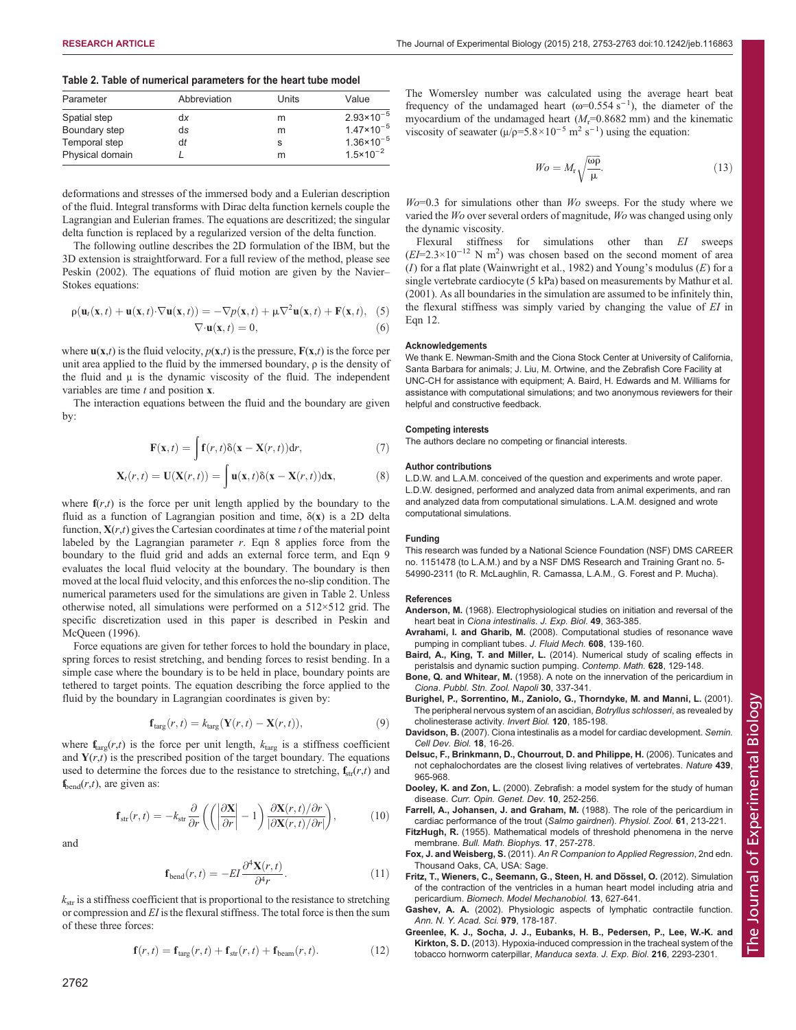**Table 2. Table of numerical parameters for the heart tube model**

| Parameter | Abbreviation | Units | Value |
|---|---|---|---|
| Spatial step | d*x* | m | $2.93\times10^{-5}$ |
| Boundary step | d*s* | m | $1.47\times10^{-5}$ |
| Temporal step | d*t* | s | $1.36\times10^{-5}$ |
| Physical domain | *L* | m | $1.5\times10^{-2}$ |

deformations and stresses of the immersed body and a Eulerian description of the fluid. Integral transforms with Dirac delta function kernels couple the Lagrangian and Eulerian frames. The equations are descritized; the singular delta function is replaced by a regularized version of the delta function.

The following outline describes the 2D formulation of the IBM, but the 3D extension is straightforward. For a full review of the method, please see Peskin (2002). The equations of fluid motion are given by the Navier–Stokes equations:

$$\rho(\mathbf{u}_t(\mathbf{x},t) + \mathbf{u}(\mathbf{x},t)\cdot\nabla\mathbf{u}(\mathbf{x},t)) = -\nabla p(\mathbf{x},t) + \mu\nabla^2\mathbf{u}(\mathbf{x},t) + \mathbf{F}(\mathbf{x},t), \quad (5)$$

$$\nabla\cdot\mathbf{u}(\mathbf{x},t) = 0, \quad (6)$$

where $\mathbf{u}(\mathbf{x},t)$ is the fluid velocity, $p(\mathbf{x},t)$ is the pressure, $\mathbf{F}(\mathbf{x},t)$ is the force per unit area applied to the fluid by the immersed boundary, $\rho$ is the density of the fluid and $\mu$ is the dynamic viscosity of the fluid. The independent variables are time $t$ and position $\mathbf{x}$.

The interaction equations between the fluid and the boundary are given by:

$$\mathbf{F}(\mathbf{x},t) = \int \mathbf{f}(r,t)\delta(\mathbf{x} - \mathbf{X}(r,t))\mathrm{d}r, \quad (7)$$

$$\mathbf{X}_t(r,t) = \mathbf{U}(\mathbf{X}(r,t)) = \int \mathbf{u}(\mathbf{x},t)\delta(\mathbf{x} - \mathbf{X}(r,t))\mathrm{d}\mathbf{x}, \quad (8)$$

where $\mathbf{f}(r,t)$ is the force per unit length applied by the boundary to the fluid as a function of Lagrangian position and time, $\delta(\mathbf{x})$ is a 2D delta function, $\mathbf{X}(r,t)$ gives the Cartesian coordinates at time $t$ of the material point labeled by the Lagrangian parameter $r$. Eqn 8 applies force from the boundary to the fluid grid and adds an external force term, and Eqn 9 evaluates the local fluid velocity at the boundary. The boundary is then moved at the local fluid velocity, and this enforces the no-slip condition. The numerical parameters used for the simulations are given in Table 2. Unless otherwise noted, all simulations were performed on a 512×512 grid. The specific discretization used in this paper is described in Peskin and McQueen (1996).

Force equations are given for tether forces to hold the boundary in place, spring forces to resist stretching, and bending forces to resist bending. In a simple case where the boundary is to be held in place, boundary points are tethered to target points. The equation describing the force applied to the fluid by the boundary in Lagrangian coordinates is given by:

$$\mathbf{f}_{\mathrm{targ}}(r,t) = k_{\mathrm{targ}}(\mathbf{Y}(r,t) - \mathbf{X}(r,t)), \quad (9)$$

where $\mathbf{f}_{\mathrm{targ}}(r,t)$ is the force per unit length, $k_{\mathrm{targ}}$ is a stiffness coefficient and $\mathbf{Y}(r,t)$ is the prescribed position of the target boundary. The equations used to determine the forces due to the resistance to stretching, $\mathbf{f}_{\mathrm{str}}(r,t)$ and $\mathbf{f}_{\mathrm{bend}}(r,t)$, are given as:

$$\mathbf{f}_{\mathrm{str}}(r,t) = -k_{\mathrm{str}}\frac{\partial}{\partial r}\left(\left(\left|\frac{\partial\mathbf{X}}{\partial r}\right| - 1\right)\frac{\partial\mathbf{X}(r,t)/\partial r}{|\partial\mathbf{X}(r,t)/\partial r|}\right), \quad (10)$$

and

$$\mathbf{f}_{\mathrm{bend}}(r,t) = -EI\frac{\partial^4\mathbf{X}(r,t)}{\partial^4 r}. \quad (11)$$

$k_{\mathrm{str}}$ is a stiffness coefficient that is proportional to the resistance to stretching or compression and $EI$ is the flexural stiffness. The total force is then the sum of these three forces:

$$\mathbf{f}(r,t) = \mathbf{f}_{\mathrm{targ}}(r,t) + \mathbf{f}_{\mathrm{str}}(r,t) + \mathbf{f}_{\mathrm{beam}}(r,t). \quad (12)$$

The Womersley number was calculated using the average heart beat frequency of the undamaged heart ($\omega$=0.554 s$^{-1}$), the diameter of the myocardium of the undamaged heart ($M_{\mathrm{r}}$=0.8682 mm) and the kinematic viscosity of seawater ($\mu/\rho$=5.8×10$^{-5}$ m$^2$ s$^{-1}$) using the equation:

$$Wo = M_{\mathrm{r}}\sqrt{\frac{\omega\rho}{\mu}}. \quad (13)$$

$Wo$=0.3 for simulations other than $Wo$ sweeps. For the study where we varied the $Wo$ over several orders of magnitude, $Wo$ was changed using only the dynamic viscosity.

Flexural stiffness for simulations other than $EI$ sweeps ($EI$=2.3×10$^{-12}$ N m$^2$) was chosen based on the second moment of area ($I$) for a flat plate (Wainwright et al., 1982) and Young's modulus ($E$) for a single vertebrate cardiocyte (5 kPa) based on measurements by Mathur et al. (2001). As all boundaries in the simulation are assumed to be infinitely thin, the flexural stiffness was simply varied by changing the value of $EI$ in Eqn 12.

#### Acknowledgements

We thank E. Newman-Smith and the Ciona Stock Center at University of California, Santa Barbara for animals; J. Liu, M. Ortwine, and the Zebrafish Core Facility at UNC-CH for assistance with equipment; A. Baird, H. Edwards and M. Williams for assistance with computational simulations; and two anonymous reviewers for their helpful and constructive feedback.

#### Competing interests

The authors declare no competing or financial interests.

#### Author contributions

L.D.W. and L.A.M. conceived of the question and experiments and wrote paper. L.D.W. designed, performed and analyzed data from animal experiments, and ran and analyzed data from computational simulations. L.A.M. designed and wrote computational simulations.

#### Funding

This research was funded by a National Science Foundation (NSF) DMS CAREER no. 1151478 (to L.A.M.) and by a NSF DMS Research and Training Grant no. 5-54990-2311 (to R. McLaughlin, R. Camassa, L.A.M., G. Forest and P. Mucha).

#### References

**Anderson, M.** (1968). Electrophysiological studies on initiation and reversal of the heart beat in *Ciona intestinalis*. *J. Exp. Biol.* **49**, 363-385.

**Avrahami, I. and Gharib, M.** (2008). Computational studies of resonance wave pumping in compliant tubes. *J. Fluid Mech.* **608**, 139-160.

**Baird, A., King, T. and Miller, L.** (2014). Numerical study of scaling effects in peristalsis and dynamic suction pumping. *Contemp. Math.* **628**, 129-148.

**Bone, Q. and Whitear, M.** (1958). A note on the innervation of the pericardium in *Ciona*. *Pubbl. Stn. Zool. Napoli* **30**, 337-341.

**Burighel, P., Sorrentino, M., Zaniolo, G., Thorndyke, M. and Manni, L.** (2001). The peripheral nervous system of an ascidian, *Botryllus schlosseri*, as revealed by cholinesterase activity. *Invert Biol.* **120**, 185-198.

**Davidson, B.** (2007). Ciona intestinalis as a model for cardiac development. *Semin. Cell Dev. Biol.* **18**, 16-26.

**Delsuc, F., Brinkmann, D., Chourrout, D. and Philippe, H.** (2006). Tunicates and not cephalochordates are the closest living relatives of vertebrates. *Nature* **439**, 965-968.

**Dooley, K. and Zon, L.** (2000). Zebrafish: a model system for the study of human disease. *Curr. Opin. Genet. Dev.* **10**, 252-256.

**Farrell, A., Johansen, J. and Graham, M.** (1988). The role of the pericardium in cardiac performance of the trout (*Salmo gairdneri*). *Physiol. Zool.* **61**, 213-221.

**FitzHugh, R.** (1955). Mathematical models of threshold phenomena in the nerve membrane. *Bull. Math. Biophys.* **17**, 257-278.

**Fox, J. and Weisberg, S.** (2011). *An R Companion to Applied Regression*, 2nd edn. Thousand Oaks, CA, USA: Sage.

**Fritz, T., Wieners, C., Seemann, G., Steen, H. and Dössel, O.** (2012). Simulation of the contraction of the ventricles in a human heart model including atria and pericardium. *Biomech. Model Mechanobiol.* **13**, 627-641.

**Gashev, A. A.** (2002). Physiologic aspects of lymphatic contractile function. *Ann. N. Y. Acad. Sci.* **979**, 178-187.

**Greenlee, K. J., Socha, J. J., Eubanks, H. B., Pedersen, P., Lee, W.-K. and Kirkton, S. D.** (2013). Hypoxia-induced compression in the tracheal system of the tobacco hornworm caterpillar, *Manduca sexta*. *J. Exp. Biol.* **216**, 2293-2301.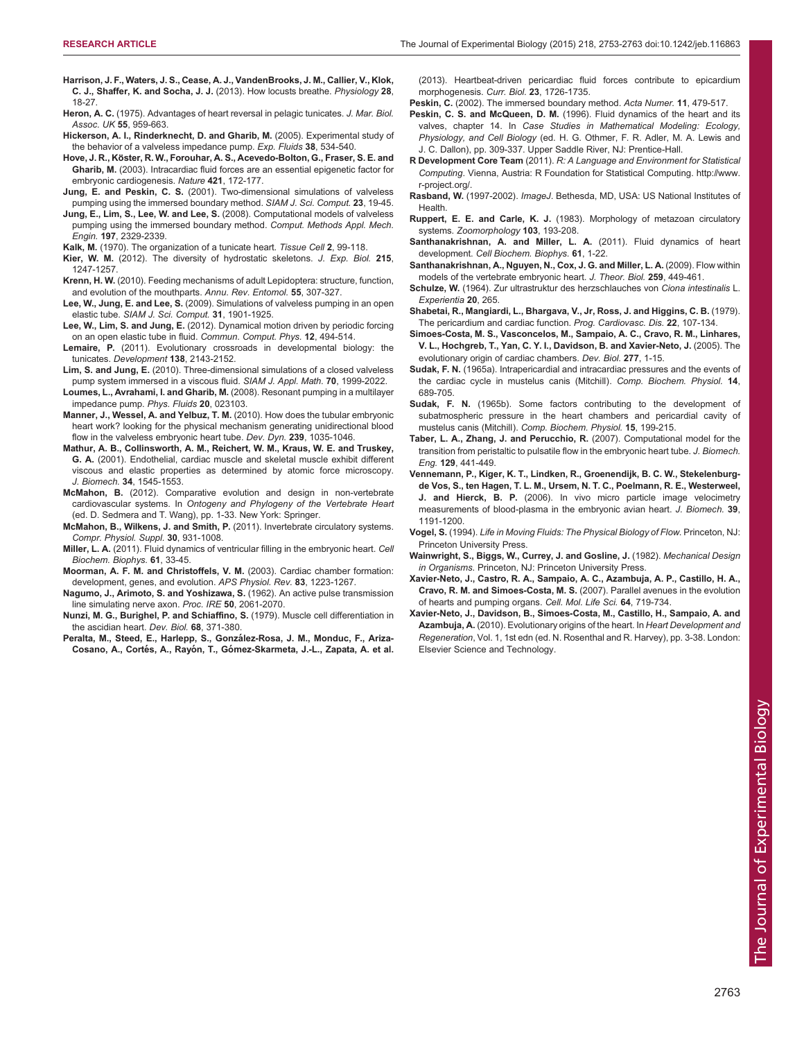**Harrison, J. F., Waters, J. S., Cease, A. J., VandenBrooks, J. M., Callier, V., Klok, C. J., Shaffer, K. and Socha, J. J.** (2013). How locusts breathe. *Physiology* **28**, 18-27.

**Heron, A. C.** (1975). Advantages of heart reversal in pelagic tunicates. *J. Mar. Biol. Assoc. UK* **55**, 959-663.

**Hickerson, A. I., Rinderknecht, D. and Gharib, M.** (2005). Experimental study of the behavior of a valveless impedance pump. *Exp. Fluids* **38**, 534-540.

**Hove, J. R., Köster, R. W., Forouhar, A. S., Acevedo-Bolton, G., Fraser, S. E. and Gharib, M.** (2003). Intracardiac fluid forces are an essential epigenetic factor for embryonic cardiogenesis. *Nature* **421**, 172-177.

**Jung, E. and Peskin, C. S.** (2001). Two-dimensional simulations of valveless pumping using the immersed boundary method. *SIAM J. Sci. Comput.* **23**, 19-45.

**Jung, E., Lim, S., Lee, W. and Lee, S.** (2008). Computational models of valveless pumping using the immersed boundary method. *Comput. Methods Appl. Mech. Engin.* **197**, 2329-2339.

**Kalk, M.** (1970). The organization of a tunicate heart. *Tissue Cell* **2**, 99-118.

**Kier, W. M.** (2012). The diversity of hydrostatic skeletons. *J. Exp. Biol.* **215**, 1247-1257.

**Krenn, H. W.** (2010). Feeding mechanisms of adult Lepidoptera: structure, function, and evolution of the mouthparts. *Annu. Rev. Entomol.* **55**, 307-327.

**Lee, W., Jung, E. and Lee, S.** (2009). Simulations of valveless pumping in an open elastic tube. *SIAM J. Sci. Comput.* **31**, 1901-1925.

**Lee, W., Lim, S. and Jung, E.** (2012). Dynamical motion driven by periodic forcing on an open elastic tube in fluid. *Commun. Comput. Phys.* **12**, 494-514.

**Lemaire, P.** (2011). Evolutionary crossroads in developmental biology: the tunicates. *Development* **138**, 2143-2152.

**Lim, S. and Jung, E.** (2010). Three-dimensional simulations of a closed valveless pump system immersed in a viscous fluid. *SIAM J. Appl. Math.* **70**, 1999-2022.

**Loumes, L., Avrahami, I. and Gharib, M.** (2008). Resonant pumping in a multilayer impedance pump. *Phys. Fluids* **20**, 023103.

**Manner, J., Wessel, A. and Yelbuz, T. M.** (2010). How does the tubular embryonic heart work? looking for the physical mechanism generating unidirectional blood flow in the valveless embryonic heart tube. *Dev. Dyn.* **239**, 1035-1046.

**Mathur, A. B., Collinsworth, A. M., Reichert, W. M., Kraus, W. E. and Truskey, G. A.** (2001). Endothelial, cardiac muscle and skeletal muscle exhibit different viscous and elastic properties as determined by atomic force microscopy. *J. Biomech.* **34**, 1545-1553.

**McMahon, B.** (2012). Comparative evolution and design in non-vertebrate cardiovascular systems. In *Ontogeny and Phylogeny of the Vertebrate Heart* (ed. D. Sedmera and T. Wang), pp. 1-33. New York: Springer.

**McMahon, B., Wilkens, J. and Smith, P.** (2011). Invertebrate circulatory systems. *Compr. Physiol. Suppl.* **30**, 931-1008.

**Miller, L. A.** (2011). Fluid dynamics of ventricular filling in the embryonic heart. *Cell Biochem. Biophys.* **61**, 33-45.

**Moorman, A. F. M. and Christoffels, V. M.** (2003). Cardiac chamber formation: development, genes, and evolution. *APS Physiol. Rev.* **83**, 1223-1267.

**Nagumo, J., Arimoto, S. and Yoshizawa, S.** (1962). An active pulse transmission line simulating nerve axon. *Proc. IRE* **50**, 2061-2070.

**Nunzi, M. G., Burighel, P. and Schiaffino, S.** (1979). Muscle cell differentiation in the ascidian heart. *Dev. Biol.* **68**, 371-380.

**Peralta, M., Steed, E., Harlepp, S., González-Rosa, J. M., Monduc, F., Ariza-Cosano, A., Cortés, A., Rayón, T., Gómez-Skarmeta, J.-L., Zapata, A. et al.** (2013). Heartbeat-driven pericardiac fluid forces contribute to epicardium morphogenesis. *Curr. Biol.* **23**, 1726-1735.

**Peskin, C.** (2002). The immersed boundary method. *Acta Numer.* **11**, 479-517.

**Peskin, C. S. and McQueen, D. M.** (1996). Fluid dynamics of the heart and its valves, chapter 14. In *Case Studies in Mathematical Modeling: Ecology, Physiology, and Cell Biology* (ed. H. G. Othmer, F. R. Adler, M. A. Lewis and J. C. Dallon), pp. 309-337. Upper Saddle River, NJ: Prentice-Hall.

**R Development Core Team** (2011). *R: A Language and Environment for Statistical Computing*. Vienna, Austria: R Foundation for Statistical Computing. http://www.r-project.org/.

**Rasband, W.** (1997-2002). *ImageJ*. Bethesda, MD, USA: US National Institutes of Health.

**Ruppert, E. E. and Carle, K. J.** (1983). Morphology of metazoan circulatory systems. *Zoomorphology* **103**, 193-208.

**Santhanakrishnan, A. and Miller, L. A.** (2011). Fluid dynamics of heart development. *Cell Biochem. Biophys.* **61**, 1-22.

**Santhanakrishnan, A., Nguyen, N., Cox, J. G. and Miller, L. A.** (2009). Flow within models of the vertebrate embryonic heart. *J. Theor. Biol.* **259**, 449-461.

**Schulze, W.** (1964). Zur ultrastruktur des herzschlauches von *Ciona intestinalis* L. *Experientia* **20**, 265.

**Shabetai, R., Mangiardi, L., Bhargava, V., Jr, Ross, J. and Higgins, C. B.** (1979). The pericardium and cardiac function. *Prog. Cardiovasc. Dis.* **22**, 107-134.

**Simoes-Costa, M. S., Vasconcelos, M., Sampaio, A. C., Cravo, R. M., Linhares, V. L., Hochgreb, T., Yan, C. Y. I., Davidson, B. and Xavier-Neto, J.** (2005). The evolutionary origin of cardiac chambers. *Dev. Biol.* **277**, 1-15.

**Sudak, F. N.** (1965a). Intrapericardial and intracardiac pressures and the events of the cardiac cycle in mustelus canis (Mitchill). *Comp. Biochem. Physiol.* **14**, 689-705.

**Sudak, F. N.** (1965b). Some factors contributing to the development of subatmospheric pressure in the heart chambers and pericardial cavity of mustelus canis (Mitchill). *Comp. Biochem. Physiol.* **15**, 199-215.

**Taber, L. A., Zhang, J. and Perucchio, R.** (2007). Computational model for the transition from peristaltic to pulsatile flow in the embryonic heart tube. *J. Biomech. Eng.* **129**, 441-449.

**Vennemann, P., Kiger, K. T., Lindken, R., Groenendijk, B. C. W., Stekelenburg-de Vos, S., ten Hagen, T. L. M., Ursem, N. T. C., Poelmann, R. E., Westerweel, J. and Hierck, B. P.** (2006). In vivo micro particle image velocimetry measurements of blood-plasma in the embryonic avian heart. *J. Biomech.* **39**, 1191-1200.

**Vogel, S.** (1994). *Life in Moving Fluids: The Physical Biology of Flow.* Princeton, NJ: Princeton University Press.

**Wainwright, S., Biggs, W., Currey, J. and Gosline, J.** (1982). *Mechanical Design in Organisms*. Princeton, NJ: Princeton University Press.

**Xavier-Neto, J., Castro, R. A., Sampaio, A. C., Azambuja, A. P., Castillo, H. A., Cravo, R. M. and Simoes-Costa, M. S.** (2007). Parallel avenues in the evolution of hearts and pumping organs. *Cell. Mol. Life Sci.* **64**, 719-734.

**Xavier-Neto, J., Davidson, B., Simoes-Costa, M., Castillo, H., Sampaio, A. and Azambuja, A.** (2010). Evolutionary origins of the heart. In *Heart Development and Regeneration*, Vol. 1, 1st edn (ed. N. Rosenthal and R. Harvey), pp. 3-38. London: Elsevier Science and Technology.